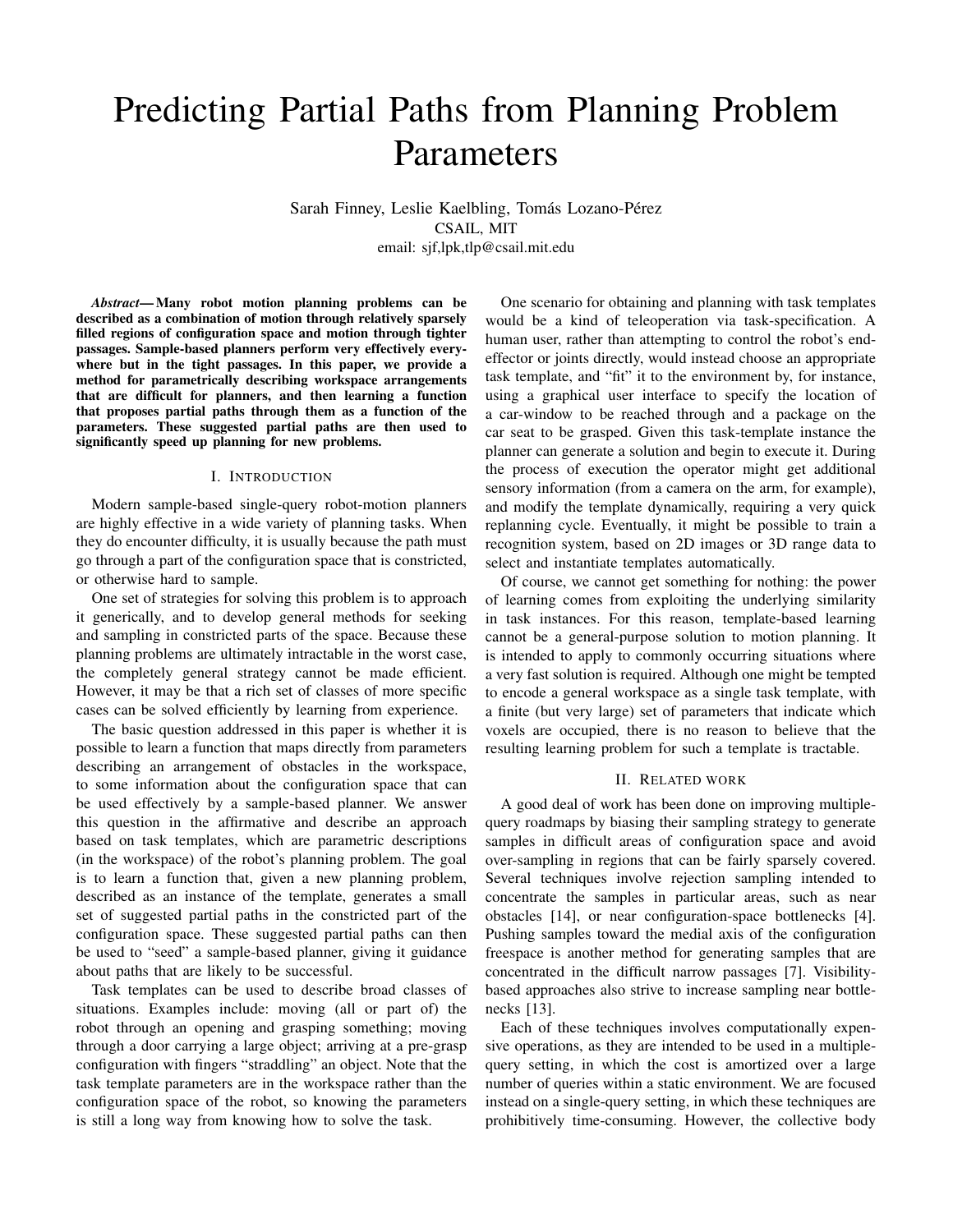# Predicting Partial Paths from Planning Problem Parameters

Sarah Finney, Leslie Kaelbling, Tomás Lozano-Pérez
CSAIL, MIT
email: sjf,lpk,tlp@csail.mit.edu

***Abstract*— Many robot motion planning problems can be described as a combination of motion through relatively sparsely filled regions of configuration space and motion through tighter passages. Sample-based planners perform very effectively everywhere but in the tight passages. In this paper, we provide a method for parametrically describing workspace arrangements that are difficult for planners, and then learning a function that proposes partial paths through them as a function of the parameters. These suggested partial paths are then used to significantly speed up planning for new problems.**

## I. Introduction

Modern sample-based single-query robot-motion planners are highly effective in a wide variety of planning tasks. When they do encounter difficulty, it is usually because the path must go through a part of the configuration space that is constricted, or otherwise hard to sample.

One set of strategies for solving this problem is to approach it generically, and to develop general methods for seeking and sampling in constricted parts of the space. Because these planning problems are ultimately intractable in the worst case, the completely general strategy cannot be made efficient. However, it may be that a rich set of classes of more specific cases can be solved efficiently by learning from experience.

The basic question addressed in this paper is whether it is possible to learn a function that maps directly from parameters describing an arrangement of obstacles in the workspace, to some information about the configuration space that can be used effectively by a sample-based planner. We answer this question in the affirmative and describe an approach based on task templates, which are parametric descriptions (in the workspace) of the robot's planning problem. The goal is to learn a function that, given a new planning problem, described as an instance of the template, generates a small set of suggested partial paths in the constricted part of the configuration space. These suggested partial paths can then be used to "seed" a sample-based planner, giving it guidance about paths that are likely to be successful.

Task templates can be used to describe broad classes of situations. Examples include: moving (all or part of) the robot through an opening and grasping something; moving through a door carrying a large object; arriving at a pre-grasp configuration with fingers "straddling" an object. Note that the task template parameters are in the workspace rather than the configuration space of the robot, so knowing the parameters is still a long way from knowing how to solve the task.

One scenario for obtaining and planning with task templates would be a kind of teleoperation via task-specification. A human user, rather than attempting to control the robot's end-effector or joints directly, would instead choose an appropriate task template, and "fit" it to the environment by, for instance, using a graphical user interface to specify the location of a car-window to be reached through and a package on the car seat to be grasped. Given this task-template instance the planner can generate a solution and begin to execute it. During the process of execution the operator might get additional sensory information (from a camera on the arm, for example), and modify the template dynamically, requiring a very quick replanning cycle. Eventually, it might be possible to train a recognition system, based on 2D images or 3D range data to select and instantiate templates automatically.

Of course, we cannot get something for nothing: the power of learning comes from exploiting the underlying similarity in task instances. For this reason, template-based learning cannot be a general-purpose solution to motion planning. It is intended to apply to commonly occurring situations where a very fast solution is required. Although one might be tempted to encode a general workspace as a single task template, with a finite (but very large) set of parameters that indicate which voxels are occupied, there is no reason to believe that the resulting learning problem for such a template is tractable.

## II. Related work

A good deal of work has been done on improving multiple-query roadmaps by biasing their sampling strategy to generate samples in difficult areas of configuration space and avoid over-sampling in regions that can be fairly sparsely covered. Several techniques involve rejection sampling intended to concentrate the samples in particular areas, such as near obstacles [14], or near configuration-space bottlenecks [4]. Pushing samples toward the medial axis of the configuration freespace is another method for generating samples that are concentrated in the difficult narrow passages [7]. Visibility-based approaches also strive to increase sampling near bottlenecks [13].

Each of these techniques involves computationally expensive operations, as they are intended to be used in a multiple-query setting, in which the cost is amortized over a large number of queries within a static environment. We are focused instead on a single-query setting, in which these techniques are prohibitively time-consuming. However, the collective body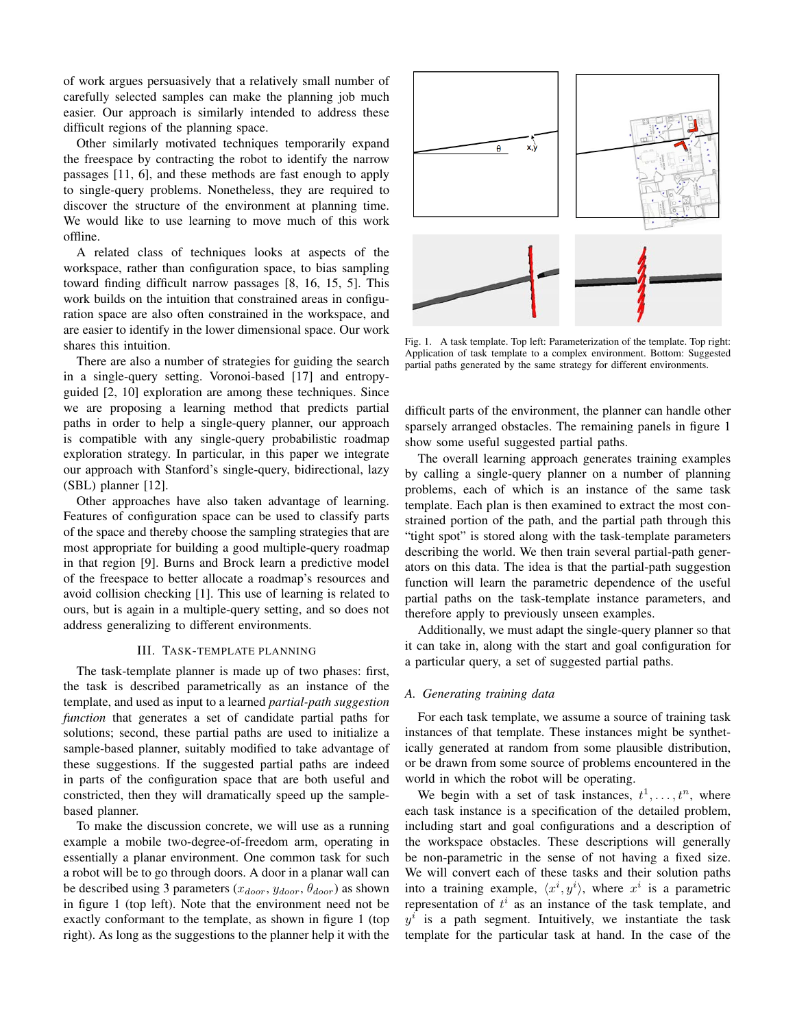of work argues persuasively that a relatively small number of carefully selected samples can make the planning job much easier. Our approach is similarly intended to address these difficult regions of the planning space.

Other similarly motivated techniques temporarily expand the freespace by contracting the robot to identify the narrow passages [11, 6], and these methods are fast enough to apply to single-query problems. Nonetheless, they are required to discover the structure of the environment at planning time. We would like to use learning to move much of this work offline.

A related class of techniques looks at aspects of the workspace, rather than configuration space, to bias sampling toward finding difficult narrow passages [8, 16, 15, 5]. This work builds on the intuition that constrained areas in configuration space are also often constrained in the workspace, and are easier to identify in the lower dimensional space. Our work shares this intuition.

There are also a number of strategies for guiding the search in a single-query setting. Voronoi-based [17] and entropy-guided [2, 10] exploration are among these techniques. Since we are proposing a learning method that predicts partial paths in order to help a single-query planner, our approach is compatible with any single-query probabilistic roadmap exploration strategy. In particular, in this paper we integrate our approach with Stanford's single-query, bidirectional, lazy (SBL) planner [12].

Other approaches have also taken advantage of learning. Features of configuration space can be used to classify parts of the space and thereby choose the sampling strategies that are most appropriate for building a good multiple-query roadmap in that region [9]. Burns and Brock learn a predictive model of the freespace to better allocate a roadmap's resources and avoid collision checking [1]. This use of learning is related to ours, but is again in a multiple-query setting, and so does not address generalizing to different environments.

## III. Task-Template Planning

The task-template planner is made up of two phases: first, the task is described parametrically as an instance of the template, and used as input to a learned *partial-path suggestion function* that generates a set of candidate partial paths for solutions; second, these partial paths are used to initialize a sample-based planner, suitably modified to take advantage of these suggestions. If the suggested partial paths are indeed in parts of the configuration space that are both useful and constricted, then they will dramatically speed up the sample-based planner.

To make the discussion concrete, we will use as a running example a mobile two-degree-of-freedom arm, operating in essentially a planar environment. One common task for such a robot will be to go through doors. A door in a planar wall can be described using 3 parameters ($x_{door}$, $y_{door}$, $\theta_{door}$) as shown in figure 1 (top left). Note that the environment need not be exactly conformant to the template, as shown in figure 1 (top right). As long as the suggestions to the planner help it with the difficult parts of the environment, the planner can handle other sparsely arranged obstacles. The remaining panels in figure 1 show some useful suggested partial paths.

θ
x,y

Fig. 1. A task template. Top left: Parameterization of the template. Top right: Application of task template to a complex environment. Bottom: Suggested partial paths generated by the same strategy for different environments.

The overall learning approach generates training examples by calling a single-query planner on a number of planning problems, each of which is an instance of the same task template. Each plan is then examined to extract the most constrained portion of the path, and the partial path through this "tight spot" is stored along with the task-template parameters describing the world. We then train several partial-path generators on this data. The idea is that the partial-path suggestion function will learn the parametric dependence of the useful partial paths on the task-template instance parameters, and therefore apply to previously unseen examples.

Additionally, we must adapt the single-query planner so that it can take in, along with the start and goal configuration for a particular query, a set of suggested partial paths.

### A. Generating training data

For each task template, we assume a source of training task instances of that template. These instances might be synthetically generated at random from some plausible distribution, or be drawn from some source of problems encountered in the world in which the robot will be operating.

We begin with a set of task instances, $t^1, \ldots, t^n$, where each task instance is a specification of the detailed problem, including start and goal configurations and a description of the workspace obstacles. These descriptions will generally be non-parametric in the sense of not having a fixed size. We will convert each of these tasks and their solution paths into a training example, $\langle x^i, y^i \rangle$, where $x^i$ is a parametric representation of $t^i$ as an instance of the task template, and $y^i$ is a path segment. Intuitively, we instantiate the task template for the particular task at hand. In the case of the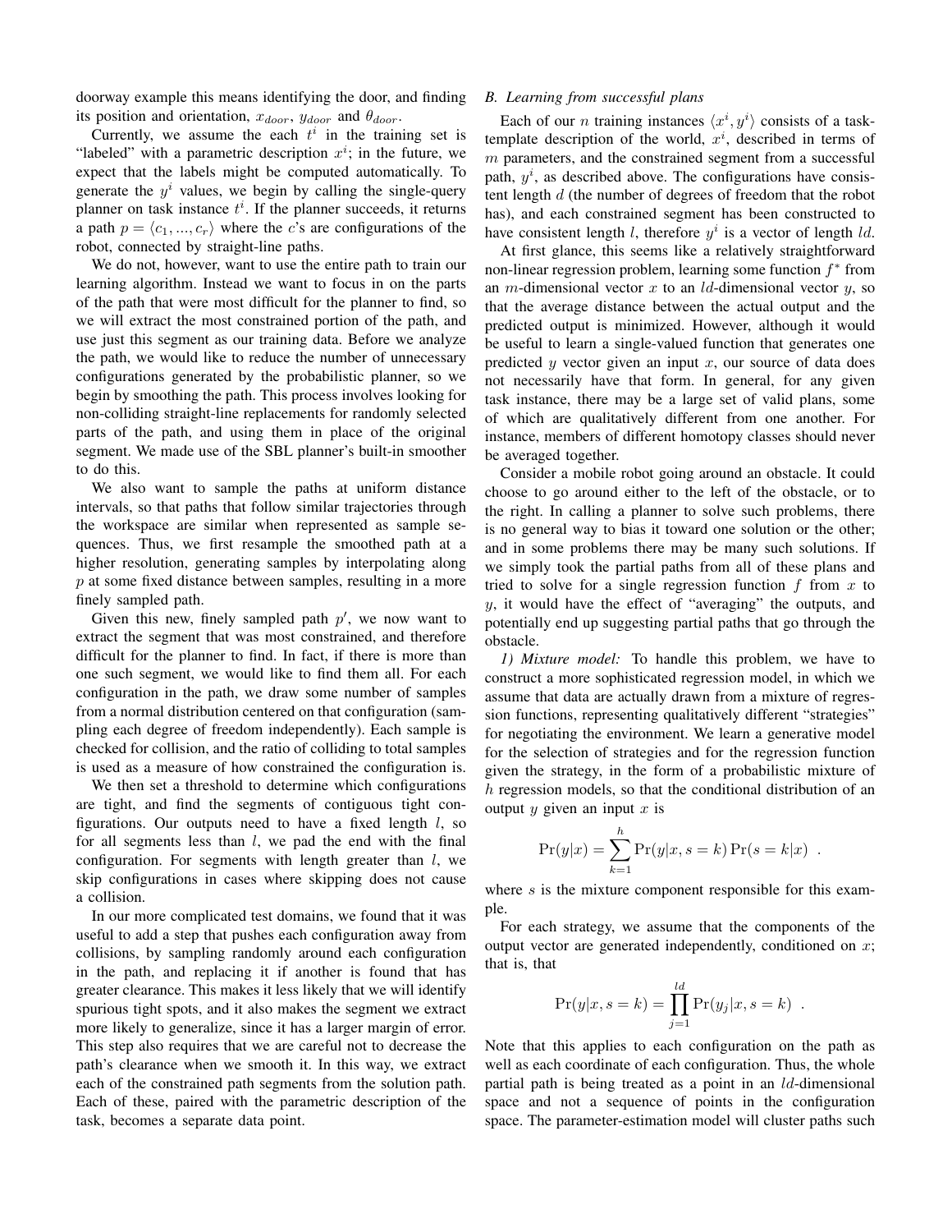doorway example this means identifying the door, and finding its position and orientation, $x_{door}$, $y_{door}$ and $\theta_{door}$.

Currently, we assume the each $t^i$ in the training set is "labeled" with a parametric description $x^i$; in the future, we expect that the labels might be computed automatically. To generate the $y^i$ values, we begin by calling the single-query planner on task instance $t^i$. If the planner succeeds, it returns a path $p = \langle c_1, ..., c_r \rangle$ where the $c$'s are configurations of the robot, connected by straight-line paths.

We do not, however, want to use the entire path to train our learning algorithm. Instead we want to focus in on the parts of the path that were most difficult for the planner to find, so we will extract the most constrained portion of the path, and use just this segment as our training data. Before we analyze the path, we would like to reduce the number of unnecessary configurations generated by the probabilistic planner, so we begin by smoothing the path. This process involves looking for non-colliding straight-line replacements for randomly selected parts of the path, and using them in place of the original segment. We made use of the SBL planner's built-in smoother to do this.

We also want to sample the paths at uniform distance intervals, so that paths that follow similar trajectories through the workspace are similar when represented as sample sequences. Thus, we first resample the smoothed path at a higher resolution, generating samples by interpolating along $p$ at some fixed distance between samples, resulting in a more finely sampled path.

Given this new, finely sampled path $p'$, we now want to extract the segment that was most constrained, and therefore difficult for the planner to find. In fact, if there is more than one such segment, we would like to find them all. For each configuration in the path, we draw some number of samples from a normal distribution centered on that configuration (sampling each degree of freedom independently). Each sample is checked for collision, and the ratio of colliding to total samples is used as a measure of how constrained the configuration is.

We then set a threshold to determine which configurations are tight, and find the segments of contiguous tight configurations. Our outputs need to have a fixed length $l$, so for all segments less than $l$, we pad the end with the final configuration. For segments with length greater than $l$, we skip configurations in cases where skipping does not cause a collision.

In our more complicated test domains, we found that it was useful to add a step that pushes each configuration away from collisions, by sampling randomly around each configuration in the path, and replacing it if another is found that has greater clearance. This makes it less likely that we will identify spurious tight spots, and it also makes the segment we extract more likely to generalize, since it has a larger margin of error. This step also requires that we are careful not to decrease the path's clearance when we smooth it. In this way, we extract each of the constrained path segments from the solution path. Each of these, paired with the parametric description of the task, becomes a separate data point.

### B. Learning from successful plans

Each of our $n$ training instances $\langle x^i, y^i \rangle$ consists of a task-template description of the world, $x^i$, described in terms of $m$ parameters, and the constrained segment from a successful path, $y^i$, as described above. The configurations have consistent length $d$ (the number of degrees of freedom that the robot has), and each constrained segment has been constructed to have consistent length $l$, therefore $y^i$ is a vector of length $ld$.

At first glance, this seems like a relatively straightforward non-linear regression problem, learning some function $f^*$ from an $m$-dimensional vector $x$ to an $ld$-dimensional vector $y$, so that the average distance between the actual output and the predicted output is minimized. However, although it would be useful to learn a single-valued function that generates one predicted $y$ vector given an input $x$, our source of data does not necessarily have that form. In general, for any given task instance, there may be a large set of valid plans, some of which are qualitatively different from one another. For instance, members of different homotopy classes should never be averaged together.

Consider a mobile robot going around an obstacle. It could choose to go around either to the left of the obstacle, or to the right. In calling a planner to solve such problems, there is no general way to bias it toward one solution or the other; and in some problems there may be many such solutions. If we simply took the partial paths from all of these plans and tried to solve for a single regression function $f$ from $x$ to $y$, it would have the effect of "averaging" the outputs, and potentially end up suggesting partial paths that go through the obstacle.

*1) Mixture model:* To handle this problem, we have to construct a more sophisticated regression model, in which we assume that data are actually drawn from a mixture of regression functions, representing qualitatively different "strategies" for negotiating the environment. We learn a generative model for the selection of strategies and for the regression function given the strategy, in the form of a probabilistic mixture of $h$ regression models, so that the conditional distribution of an output $y$ given an input $x$ is

$$\Pr(y|x) = \sum_{k=1}^{h} \Pr(y|x, s = k) \Pr(s = k|x) \enspace .$$

where $s$ is the mixture component responsible for this example.

For each strategy, we assume that the components of the output vector are generated independently, conditioned on $x$; that is, that

$$\Pr(y|x, s = k) = \prod_{j=1}^{ld} \Pr(y_j|x, s = k) \enspace .$$

Note that this applies to each configuration on the path as well as each coordinate of each configuration. Thus, the whole partial path is being treated as a point in an $ld$-dimensional space and not a sequence of points in the configuration space. The parameter-estimation model will cluster paths such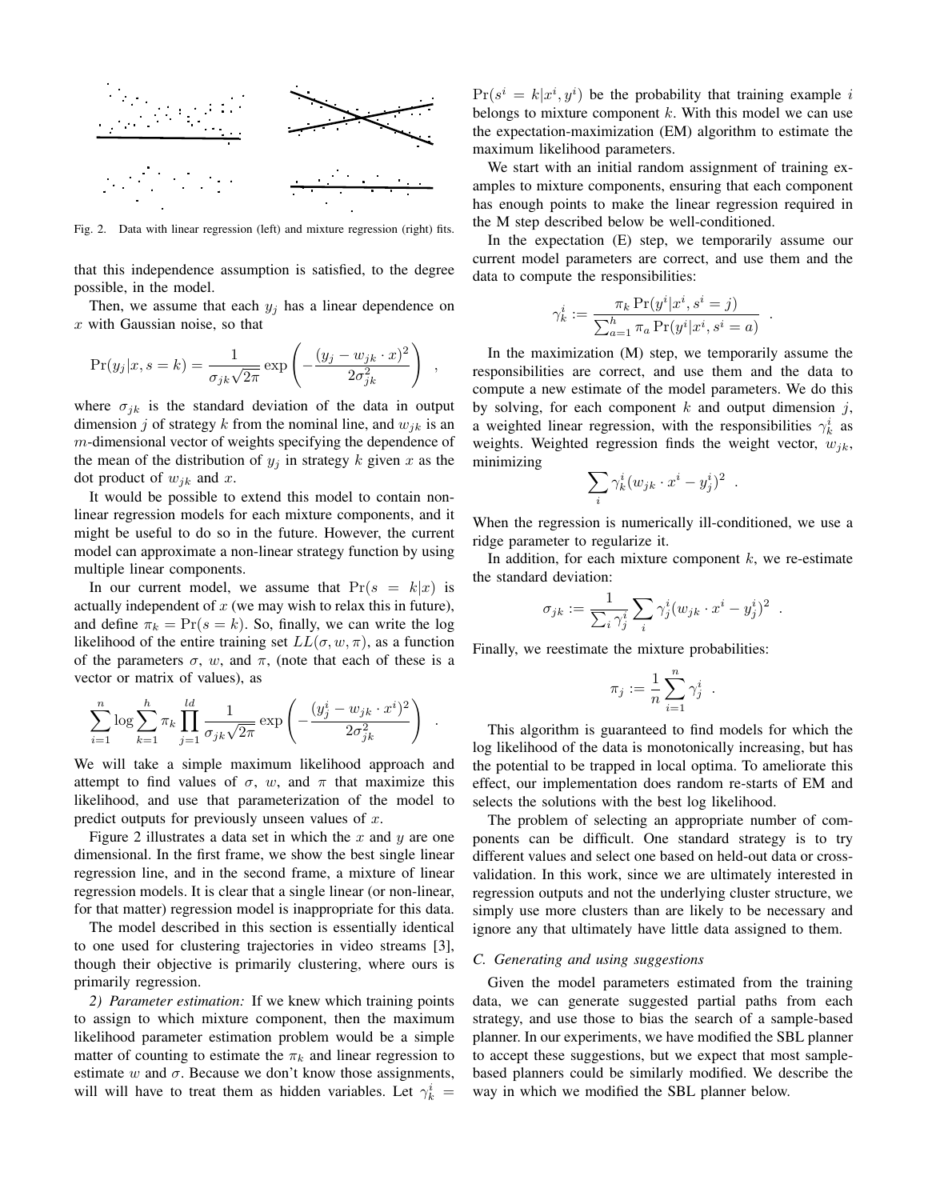Fig. 2. Data with linear regression (left) and mixture regression (right) fits.

that this independence assumption is satisfied, to the degree possible, in the model.

Then, we assume that each $y_j$ has a linear dependence on $x$ with Gaussian noise, so that

$$\Pr(y_j|x, s=k) = \frac{1}{\sigma_{jk}\sqrt{2\pi}} \exp\left(-\frac{(y_j - w_{jk}\cdot x)^2}{2\sigma_{jk}^2}\right) \quad ,$$

where $\sigma_{jk}$ is the standard deviation of the data in output dimension $j$ of strategy $k$ from the nominal line, and $w_{jk}$ is an $m$-dimensional vector of weights specifying the dependence of the mean of the distribution of $y_j$ in strategy $k$ given $x$ as the dot product of $w_{jk}$ and $x$.

It would be possible to extend this model to contain non-linear regression models for each mixture components, and it might be useful to do so in the future. However, the current model can approximate a non-linear strategy function by using multiple linear components.

In our current model, we assume that $\Pr(s = k|x)$ is actually independent of $x$ (we may wish to relax this in future), and define $\pi_k = \Pr(s = k)$. So, finally, we can write the log likelihood of the entire training set $LL(\sigma, w, \pi)$, as a function of the parameters $\sigma$, $w$, and $\pi$, (note that each of these is a vector or matrix of values), as

$$\sum_{i=1}^{n} \log \sum_{k=1}^{h} \pi_k \prod_{j=1}^{ld} \frac{1}{\sigma_{jk}\sqrt{2\pi}} \exp\left(-\frac{(y_j^i - w_{jk}\cdot x^i)^2}{2\sigma_{jk}^2}\right) \quad .$$

We will take a simple maximum likelihood approach and attempt to find values of $\sigma$, $w$, and $\pi$ that maximize this likelihood, and use that parameterization of the model to predict outputs for previously unseen values of $x$.

Figure 2 illustrates a data set in which the $x$ and $y$ are one dimensional. In the first frame, we show the best single linear regression line, and in the second frame, a mixture of linear regression models. It is clear that a single linear (or non-linear, for that matter) regression model is inappropriate for this data.

The model described in this section is essentially identical to one used for clustering trajectories in video streams [3], though their objective is primarily clustering, where ours is primarily regression.

*2) Parameter estimation:* If we knew which training points to assign to which mixture component, then the maximum likelihood parameter estimation problem would be a simple matter of counting to estimate the $\pi_k$ and linear regression to estimate $w$ and $\sigma$. Because we don't know those assignments, will will have to treat them as hidden variables. Let $\gamma_k^i = \Pr(s^i = k|x^i, y^i)$ be the probability that training example $i$ belongs to mixture component $k$. With this model we can use the expectation-maximization (EM) algorithm to estimate the maximum likelihood parameters.

We start with an initial random assignment of training examples to mixture components, ensuring that each component has enough points to make the linear regression required in the M step described below be well-conditioned.

In the expectation (E) step, we temporarily assume our current model parameters are correct, and use them and the data to compute the responsibilities:

$$\gamma_k^i := \frac{\pi_k \Pr(y^i|x^i, s^i = j)}{\sum_{a=1}^{h} \pi_a \Pr(y^i|x^i, s^i = a)} \quad .$$

In the maximization (M) step, we temporarily assume the responsibilities are correct, and use them and the data to compute a new estimate of the model parameters. We do this by solving, for each component $k$ and output dimension $j$, a weighted linear regression, with the responsibilities $\gamma_k^i$ as weights. Weighted regression finds the weight vector, $w_{jk}$, minimizing

$$\sum_i \gamma_k^i (w_{jk}\cdot x^i - y_j^i)^2 \quad .$$

When the regression is numerically ill-conditioned, we use a ridge parameter to regularize it.

In addition, for each mixture component $k$, we re-estimate the standard deviation:

$$\sigma_{jk} := \frac{1}{\sum_i \gamma_j^i} \sum_i \gamma_j^i (w_{jk}\cdot x^i - y_j^i)^2 \quad .$$

Finally, we reestimate the mixture probabilities:

$$\pi_j := \frac{1}{n}\sum_{i=1}^{n} \gamma_j^i \quad .$$

This algorithm is guaranteed to find models for which the log likelihood of the data is monotonically increasing, but has the potential to be trapped in local optima. To ameliorate this effect, our implementation does random re-starts of EM and selects the solutions with the best log likelihood.

The problem of selecting an appropriate number of components can be difficult. One standard strategy is to try different values and select one based on held-out data or cross-validation. In this work, since we are ultimately interested in regression outputs and not the underlying cluster structure, we simply use more clusters than are likely to be necessary and ignore any that ultimately have little data assigned to them.

### C. Generating and using suggestions

Given the model parameters estimated from the training data, we can generate suggested partial paths from each strategy, and use those to bias the search of a sample-based planner. In our experiments, we have modified the SBL planner to accept these suggestions, but we expect that most sample-based planners could be similarly modified. We describe the way in which we modified the SBL planner below.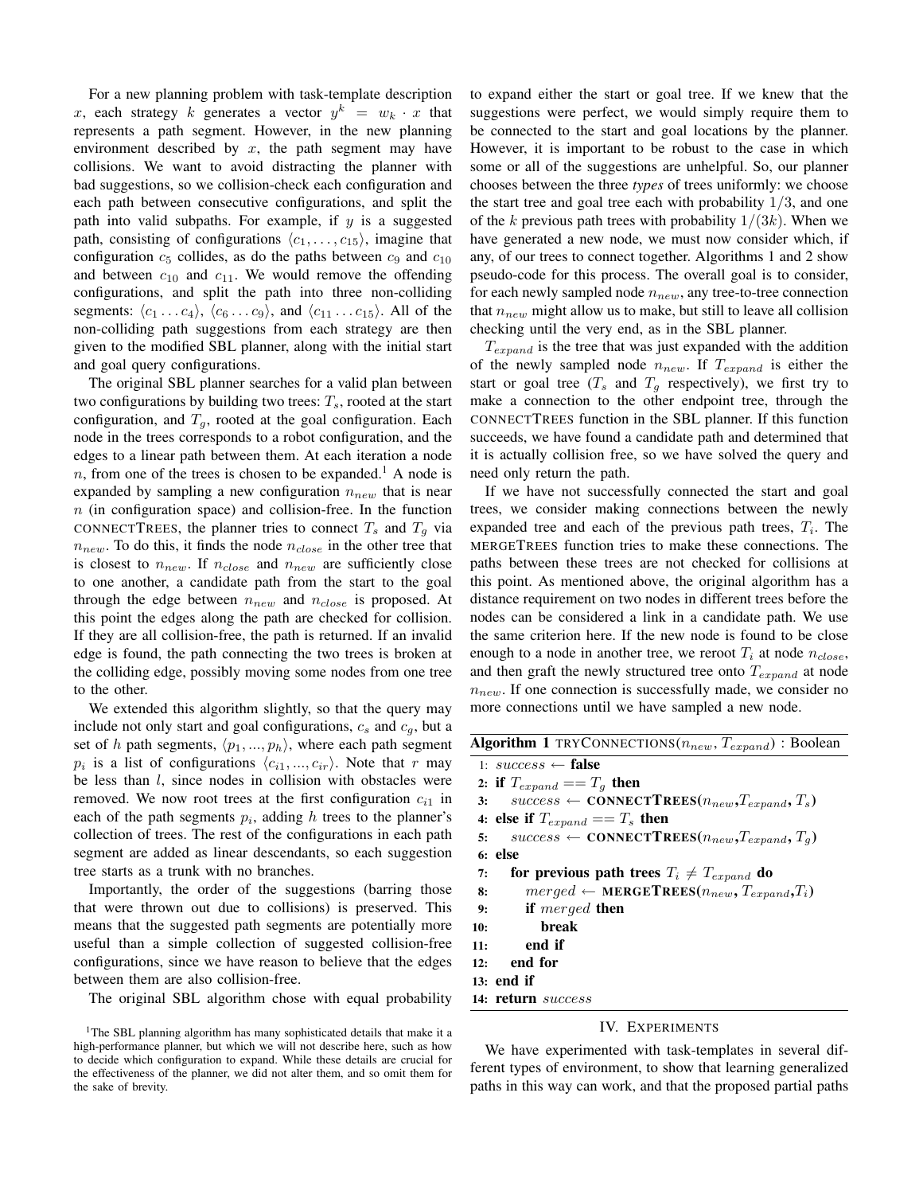For a new planning problem with task-template description $x$, each strategy $k$ generates a vector $y^k = w_k \cdot x$ that represents a path segment. However, in the new planning environment described by $x$, the path segment may have collisions. We want to avoid distracting the planner with bad suggestions, so we collision-check each configuration and each path between consecutive configurations, and split the path into valid subpaths. For example, if $y$ is a suggested path, consisting of configurations $\langle c_1, \ldots, c_{15} \rangle$, imagine that configuration $c_5$ collides, as do the paths between $c_9$ and $c_{10}$ and between $c_{10}$ and $c_{11}$. We would remove the offending configurations, and split the path into three non-colliding segments: $\langle c_1 \ldots c_4 \rangle$, $\langle c_6 \ldots c_9 \rangle$, and $\langle c_{11} \ldots c_{15} \rangle$. All of the non-colliding path suggestions from each strategy are then given to the modified SBL planner, along with the initial start and goal query configurations.

The original SBL planner searches for a valid plan between two configurations by building two trees: $T_s$, rooted at the start configuration, and $T_g$, rooted at the goal configuration. Each node in the trees corresponds to a robot configuration, and the edges to a linear path between them. At each iteration a node $n$, from one of the trees is chosen to be expanded.[1] A node is expanded by sampling a new configuration $n_{new}$ that is near $n$ (in configuration space) and collision-free. In the function CONNECTTREES, the planner tries to connect $T_s$ and $T_g$ via $n_{new}$. To do this, it finds the node $n_{close}$ in the other tree that is closest to $n_{new}$. If $n_{close}$ and $n_{new}$ are sufficiently close to one another, a candidate path from the start to the goal through the edge between $n_{new}$ and $n_{close}$ is proposed. At this point the edges along the path are checked for collision. If they are all collision-free, the path is returned. If an invalid edge is found, the path connecting the two trees is broken at the colliding edge, possibly moving some nodes from one tree to the other.

We extended this algorithm slightly, so that the query may include not only start and goal configurations, $c_s$ and $c_g$, but a set of $h$ path segments, $\langle p_1, ..., p_h \rangle$, where each path segment $p_i$ is a list of configurations $\langle c_{i1}, ..., c_{ir} \rangle$. Note that $r$ may be less than $l$, since nodes in collision with obstacles were removed. We now root trees at the first configuration $c_{i1}$ in each of the path segments $p_i$, adding $h$ trees to the planner's collection of trees. The rest of the configurations in each path segment are added as linear descendants, so each suggestion tree starts as a trunk with no branches.

Importantly, the order of the suggestions (barring those that were thrown out due to collisions) is preserved. This means that the suggested path segments are potentially more useful than a simple collection of suggested collision-free configurations, since we have reason to believe that the edges between them are also collision-free.

The original SBL algorithm chose with equal probability to expand either the start or goal tree. If we knew that the suggestions were perfect, we would simply require them to be connected to the start and goal locations by the planner. However, it is important to be robust to the case in which some or all of the suggestions are unhelpful. So, our planner chooses between the three *types* of trees uniformly: we choose the start tree and goal tree each with probability $1/3$, and one of the $k$ previous path trees with probability $1/(3k)$. When we have generated a new node, we must now consider which, if any, of our trees to connect together. Algorithms 1 and 2 show pseudo-code for this process. The overall goal is to consider, for each newly sampled node $n_{new}$, any tree-to-tree connection that $n_{new}$ might allow us to make, but still to leave all collision checking until the very end, as in the SBL planner.

$T_{expand}$ is the tree that was just expanded with the addition of the newly sampled node $n_{new}$. If $T_{expand}$ is either the start or goal tree ($T_s$ and $T_g$ respectively), we first try to make a connection to the other endpoint tree, through the CONNECTTREES function in the SBL planner. If this function succeeds, we have found a candidate path and determined that it is actually collision free, so we have solved the query and need only return the path.

If we have not successfully connected the start and goal trees, we consider making connections between the newly expanded tree and each of the previous path trees, $T_i$. The MERGETREES function tries to make these connections. The paths between these trees are not checked for collisions at this point. As mentioned above, the original algorithm has a distance requirement on two nodes in different trees before the nodes can be considered a link in a candidate path. We use the same criterion here. If the new node is found to be close enough to a node in another tree, we reroot $T_i$ at node $n_{close}$, and then graft the newly structured tree onto $T_{expand}$ at node $n_{new}$. If one connection is successfully made, we consider no more connections until we have sampled a new node.

**Algorithm 1** TRYCONNECTIONS($n_{new}$, $T_{expand}$) : Boolean

```
1:  success ← false
2:  if T_expand == T_g then
3:      success ← CONNECTTREES(n_new, T_expand, T_s)
4:  else if T_expand == T_s then
5:      success ← CONNECTTREES(n_new, T_expand, T_g)
6:  else
7:      for previous path trees T_i ≠ T_expand do
8:          merged ← MERGETREES(n_new, T_expand, T_i)
9:          if merged then
10:             break
11:         end if
12:     end for
13: end if
14: return success
```

## IV. EXPERIMENTS

We have experimented with task-templates in several different types of environment, to show that learning generalized paths in this way can work, and that the proposed partial paths

[1] The SBL planning algorithm has many sophisticated details that make it a high-performance planner, but which we will not describe here, such as how to decide which configuration to expand. While these details are crucial for the effectiveness of the planner, we did not alter them, and so omit them for the sake of brevity.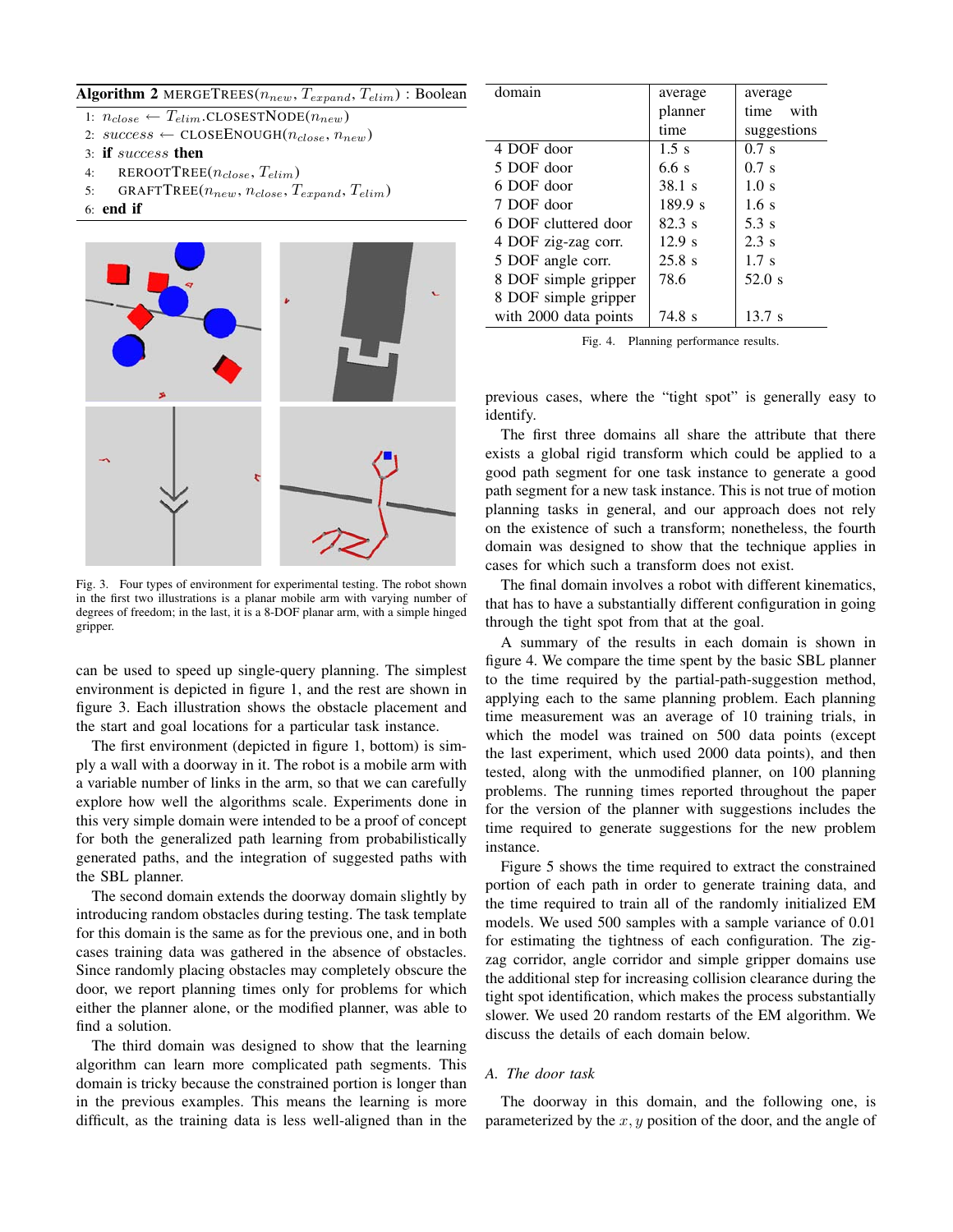**Algorithm 2** MERGETREES($n_{new}$, $T_{expand}$, $T_{elim}$) : Boolean

1: $n_{close} \leftarrow T_{elim}$.CLOSESTNODE($n_{new}$)
2: $success \leftarrow$ CLOSEENOUGH($n_{close}$, $n_{new}$)
3: **if** $success$ **then**
4: REROOTTREE($n_{close}$, $T_{elim}$)
5: GRAFTTREE($n_{new}$, $n_{close}$, $T_{expand}$, $T_{elim}$)
6: **end if**

Fig. 3. Four types of environment for experimental testing. The robot shown in the first two illustrations is a planar mobile arm with varying number of degrees of freedom; in the last, it is a 8-DOF planar arm, with a simple hinged gripper.

can be used to speed up single-query planning. The simplest environment is depicted in figure 1, and the rest are shown in figure 3. Each illustration shows the obstacle placement and the start and goal locations for a particular task instance.

The first environment (depicted in figure 1, bottom) is simply a wall with a doorway in it. The robot is a mobile arm with a variable number of links in the arm, so that we can carefully explore how well the algorithms scale. Experiments done in this very simple domain were intended to be a proof of concept for both the generalized path learning from probabilistically generated paths, and the integration of suggested paths with the SBL planner.

The second domain extends the doorway domain slightly by introducing random obstacles during testing. The task template for this domain is the same as for the previous one, and in both cases training data was gathered in the absence of obstacles. Since randomly placing obstacles may completely obscure the door, we report planning times only for problems for which either the planner alone, or the modified planner, was able to find a solution.

The third domain was designed to show that the learning algorithm can learn more complicated path segments. This domain is tricky because the constrained portion is longer than in the previous examples. This means the learning is more difficult, as the training data is less well-aligned than in the previous cases, where the "tight spot" is generally easy to identify.

| domain | average planner time | average time with suggestions |
|---|---|---|
| 4 DOF door | 1.5 s | 0.7 s |
| 5 DOF door | 6.6 s | 0.7 s |
| 6 DOF door | 38.1 s | 1.0 s |
| 7 DOF door | 189.9 s | 1.6 s |
| 6 DOF cluttered door | 82.3 s | 5.3 s |
| 4 DOF zig-zag corr. | 12.9 s | 2.3 s |
| 5 DOF angle corr. | 25.8 s | 1.7 s |
| 8 DOF simple gripper | 78.6 | 52.0 s |
| 8 DOF simple gripper with 2000 data points | 74.8 s | 13.7 s |

Fig. 4. Planning performance results.

The first three domains all share the attribute that there exists a global rigid transform which could be applied to a good path segment for one task instance to generate a good path segment for a new task instance. This is not true of motion planning tasks in general, and our approach does not rely on the existence of such a transform; nonetheless, the fourth domain was designed to show that the technique applies in cases for which such a transform does not exist.

The final domain involves a robot with different kinematics, that has to have a substantially different configuration in going through the tight spot from that at the goal.

A summary of the results in each domain is shown in figure 4. We compare the time spent by the basic SBL planner to the time required by the partial-path-suggestion method, applying each to the same planning problem. Each planning time measurement was an average of 10 training trials, in which the model was trained on 500 data points (except the last experiment, which used 2000 data points), and then tested, along with the unmodified planner, on 100 planning problems. The running times reported throughout the paper for the version of the planner with suggestions includes the time required to generate suggestions for the new problem instance.

Figure 5 shows the time required to extract the constrained portion of each path in order to generate training data, and the time required to train all of the randomly initialized EM models. We used 500 samples with a sample variance of 0.01 for estimating the tightness of each configuration. The zig-zag corridor, angle corridor and simple gripper domains use the additional step for increasing collision clearance during the tight spot identification, which makes the process substantially slower. We used 20 random restarts of the EM algorithm. We discuss the details of each domain below.

### A. The door task

The doorway in this domain, and the following one, is parameterized by the $x, y$ position of the door, and the angle of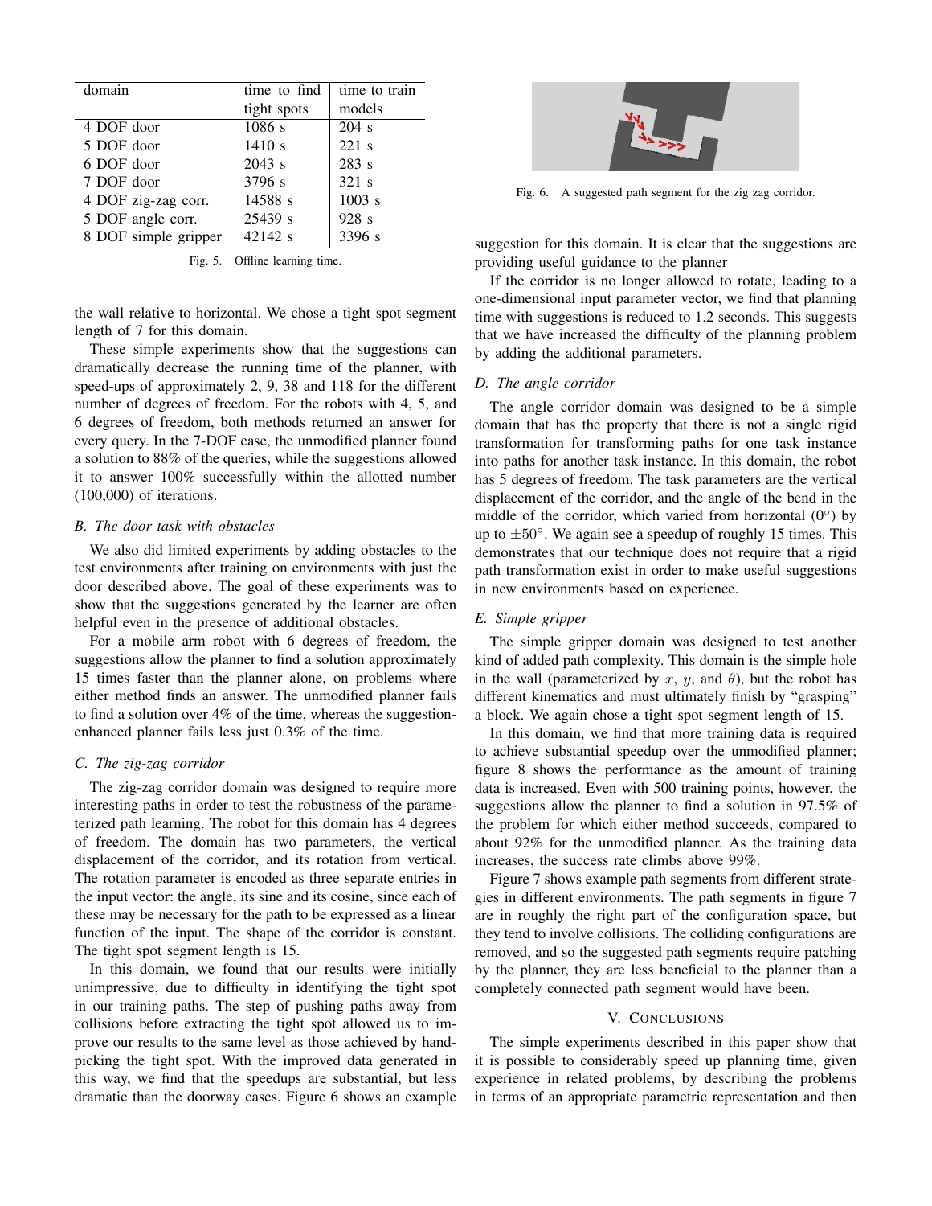| domain | time to find tight spots | time to train models |
|---|---|---|
| 4 DOF door | 1086 s | 204 s |
| 5 DOF door | 1410 s | 221 s |
| 6 DOF door | 2043 s | 283 s |
| 7 DOF door | 3796 s | 321 s |
| 4 DOF zig-zag corr. | 14588 s | 1003 s |
| 5 DOF angle corr. | 25439 s | 928 s |
| 8 DOF simple gripper | 42142 s | 3396 s |

Fig. 5. Offline learning time.

the wall relative to horizontal. We chose a tight spot segment length of 7 for this domain.

These simple experiments show that the suggestions can dramatically decrease the running time of the planner, with speed-ups of approximately 2, 9, 38 and 118 for the different number of degrees of freedom. For the robots with 4, 5, and 6 degrees of freedom, both methods returned an answer for every query. In the 7-DOF case, the unmodified planner found a solution to 88% of the queries, while the suggestions allowed it to answer 100% successfully within the allotted number (100,000) of iterations.

### *B. The door task with obstacles*

We also did limited experiments by adding obstacles to the test environments after training on environments with just the door described above. The goal of these experiments was to show that the suggestions generated by the learner are often helpful even in the presence of additional obstacles.

For a mobile arm robot with 6 degrees of freedom, the suggestions allow the planner to find a solution approximately 15 times faster than the planner alone, on problems where either method finds an answer. The unmodified planner fails to find a solution over 4% of the time, whereas the suggestion-enhanced planner fails less just 0.3% of the time.

### *C. The zig-zag corridor*

The zig-zag corridor domain was designed to require more interesting paths in order to test the robustness of the parameterized path learning. The robot for this domain has 4 degrees of freedom. The domain has two parameters, the vertical displacement of the corridor, and its rotation from vertical. The rotation parameter is encoded as three separate entries in the input vector: the angle, its sine and its cosine, since each of these may be necessary for the path to be expressed as a linear function of the input. The shape of the corridor is constant. The tight spot segment length is 15.

In this domain, we found that our results were initially unimpressive, due to difficulty in identifying the tight spot in our training paths. The step of pushing paths away from collisions before extracting the tight spot allowed us to improve our results to the same level as those achieved by hand-picking the tight spot. With the improved data generated in this way, we find that the speedups are substantial, but less dramatic than the doorway cases. Figure 6 shows an example suggestion for this domain. It is clear that the suggestions are providing useful guidance to the planner

Fig. 6. A suggested path segment for the zig zag corridor.

If the corridor is no longer allowed to rotate, leading to a one-dimensional input parameter vector, we find that planning time with suggestions is reduced to 1.2 seconds. This suggests that we have increased the difficulty of the planning problem by adding the additional parameters.

### *D. The angle corridor*

The angle corridor domain was designed to be a simple domain that has the property that there is not a single rigid transformation for transforming paths for one task instance into paths for another task instance. In this domain, the robot has 5 degrees of freedom. The task parameters are the vertical displacement of the corridor, and the angle of the bend in the middle of the corridor, which varied from horizontal ($0°$) by up to $\pm 50°$. We again see a speedup of roughly 15 times. This demonstrates that our technique does not require that a rigid path transformation exist in order to make useful suggestions in new environments based on experience.

### *E. Simple gripper*

The simple gripper domain was designed to test another kind of added path complexity. This domain is the simple hole in the wall (parameterized by $x$, $y$, and $\theta$), but the robot has different kinematics and must ultimately finish by "grasping" a block. We again chose a tight spot segment length of 15.

In this domain, we find that more training data is required to achieve substantial speedup over the unmodified planner; figure 8 shows the performance as the amount of training data is increased. Even with 500 training points, however, the suggestions allow the planner to find a solution in 97.5% of the problem for which either method succeeds, compared to about 92% for the unmodified planner. As the training data increases, the success rate climbs above 99%.

Figure 7 shows example path segments from different strategies in different environments. The path segments in figure 7 are in roughly the right part of the configuration space, but they tend to involve collisions. The colliding configurations are removed, and so the suggested path segments require patching by the planner, they are less beneficial to the planner than a completely connected path segment would have been.

## V. Conclusions

The simple experiments described in this paper show that it is possible to considerably speed up planning time, given experience in related problems, by describing the problems in terms of an appropriate parametric representation and then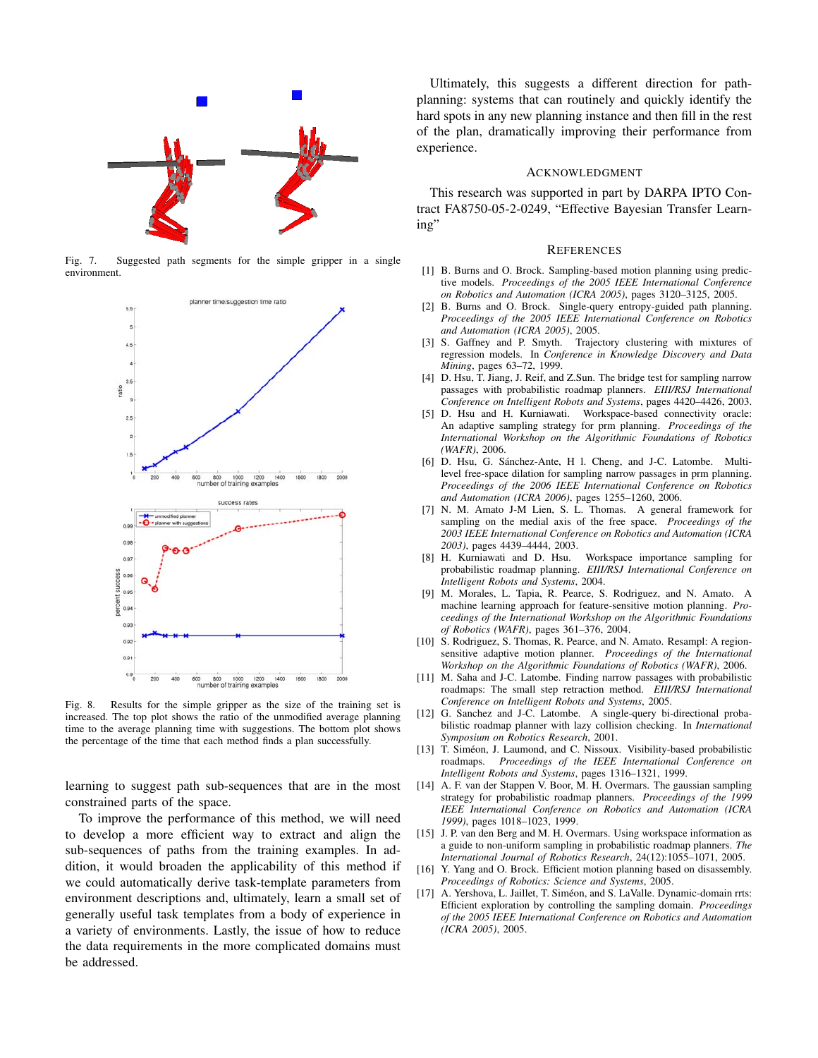Fig. 7. Suggested path segments for the simple gripper in a single environment.

planner time/suggestion time ratio

ratio

number of training examples

success rates

unmodified planner

planner with suggestions

percent success

number of training examples

Fig. 8. Results for the simple gripper as the size of the training set is increased. The top plot shows the ratio of the unmodified average planning time to the average planning time with suggestions. The bottom plot shows the percentage of the time that each method finds a plan successfully.

learning to suggest path sub-sequences that are in the most constrained parts of the space.

To improve the performance of this method, we will need to develop a more efficient way to extract and align the sub-sequences of paths from the training examples. In addition, it would broaden the applicability of this method if we could automatically derive task-template parameters from environment descriptions and, ultimately, learn a small set of generally useful task templates from a body of experience in a variety of environments. Lastly, the issue of how to reduce the data requirements in the more complicated domains must be addressed.

Ultimately, this suggests a different direction for path-planning: systems that can routinely and quickly identify the hard spots in any new planning instance and then fill in the rest of the plan, dramatically improving their performance from experience.

## Acknowledgment

This research was supported in part by DARPA IPTO Contract FA8750-05-2-0249, "Effective Bayesian Transfer Learning"

## References

[1] B. Burns and O. Brock. Sampling-based motion planning using predictive models. *Proceedings of the 2005 IEEE International Conference on Robotics and Automation (ICRA 2005)*, pages 3120–3125, 2005.

[2] B. Burns and O. Brock. Single-query entropy-guided path planning. *Proceedings of the 2005 IEEE International Conference on Robotics and Automation (ICRA 2005)*, 2005.

[3] S. Gaffney and P. Smyth. Trajectory clustering with mixtures of regression models. In *Conference in Knowledge Discovery and Data Mining*, pages 63–72, 1999.

[4] D. Hsu, T. Jiang, J. Reif, and Z.Sun. The bridge test for sampling narrow passages with probabilistic roadmap planners. *EIII/RSJ International Conference on Intelligent Robots and Systems*, pages 4420–4426, 2003.

[5] D. Hsu and H. Kurniawati. Workspace-based connectivity oracle: An adaptive sampling strategy for prm planning. *Proceedings of the International Workshop on the Algorithmic Foundations of Robotics (WAFR)*, 2006.

[6] D. Hsu, G. Sánchez-Ante, H l. Cheng, and J-C. Latombe. Multi-level free-space dilation for sampling narrow passages in prm planning. *Proceedings of the 2006 IEEE International Conference on Robotics and Automation (ICRA 2006)*, pages 1255–1260, 2006.

[7] N. M. Amato J-M Lien, S. L. Thomas. A general framework for sampling on the medial axis of the free space. *Proceedings of the 2003 IEEE International Conference on Robotics and Automation (ICRA 2003)*, pages 4439–4444, 2003.

[8] H. Kurniawati and D. Hsu. Workspace importance sampling for probabilistic roadmap planning. *EIII/RSJ International Conference on Intelligent Robots and Systems*, 2004.

[9] M. Morales, L. Tapia, R. Pearce, S. Rodriguez, and N. Amato. A machine learning approach for feature-sensitive motion planning. *Proceedings of the International Workshop on the Algorithmic Foundations of Robotics (WAFR)*, pages 361–376, 2004.

[10] S. Rodriguez, S. Thomas, R. Pearce, and N. Amato. Resampl: A region-sensitive adaptive motion planner. *Proceedings of the International Workshop on the Algorithmic Foundations of Robotics (WAFR)*, 2006.

[11] M. Saha and J-C. Latombe. Finding narrow passages with probabilistic roadmaps: The small step retraction method. *EIII/RSJ International Conference on Intelligent Robots and Systems*, 2005.

[12] G. Sanchez and J-C. Latombe. A single-query bi-directional probabilistic roadmap planner with lazy collision checking. In *International Symposium on Robotics Research*, 2001.

[13] T. Siméon, J. Laumond, and C. Nissoux. Visibility-based probabilistic roadmaps. *Proceedings of the IEEE International Conference on Intelligent Robots and Systems*, pages 1316–1321, 1999.

[14] A. F. van der Stappen V. Boor, M. H. Overmars. The gaussian sampling strategy for probabilistic roadmap planners. *Proceedings of the 1999 IEEE International Conference on Robotics and Automation (ICRA 1999)*, pages 1018–1023, 1999.

[15] J. P. van den Berg and M. H. Overmars. Using workspace information as a guide to non-uniform sampling in probabilistic roadmap planners. *The International Journal of Robotics Research*, 24(12):1055–1071, 2005.

[16] Y. Yang and O. Brock. Efficient motion planning based on disassembly. *Proceedings of Robotics: Science and Systems*, 2005.

[17] A. Yershova, L. Jaillet, T. Siméon, and S. LaValle. Dynamic-domain rrts: Efficient exploration by controlling the sampling domain. *Proceedings of the 2005 IEEE International Conference on Robotics and Automation (ICRA 2005)*, 2005.